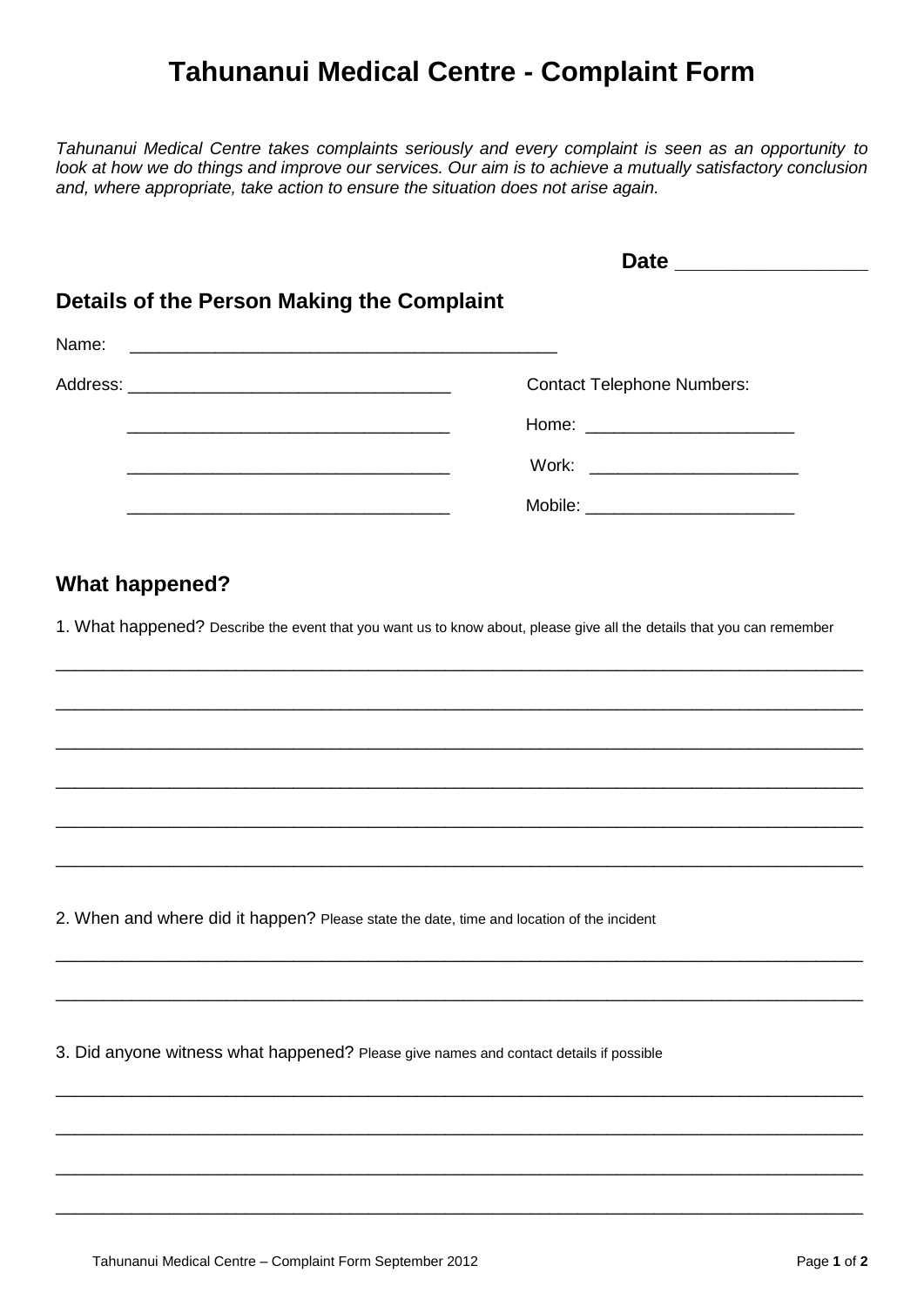# Tahunanui Medical Centre - Complaint Form

*Tahunanui Medical Centre takes complaints seriously and every complaint is seen as an opportunity to look at how we do things and improve our services. Our aim is to achieve a mutually satisfactory conclusion and, where appropriate, take action to ensure the situation does not arise again.*

**Date** _______________

## Details of the Person Making the Complaint

Name: _____________________________________________

Address: _________________________________

_________________________________

_________________________________

_________________________________

Contact Telephone Numbers:

Home: ____________________

Work: ____________________

Mobile: ____________________

## What happened?

1. What happened? Describe the event that you want us to know about, please give all the details that you can remember

_____________________________________________________________________________

_____________________________________________________________________________

_____________________________________________________________________________

_____________________________________________________________________________

_____________________________________________________________________________

_____________________________________________________________________________

2. When and where did it happen? Please state the date, time and location of the incident

_____________________________________________________________________________

_____________________________________________________________________________

3. Did anyone witness what happened? Please give names and contact details if possible

_____________________________________________________________________________

_____________________________________________________________________________

_____________________________________________________________________________

_____________________________________________________________________________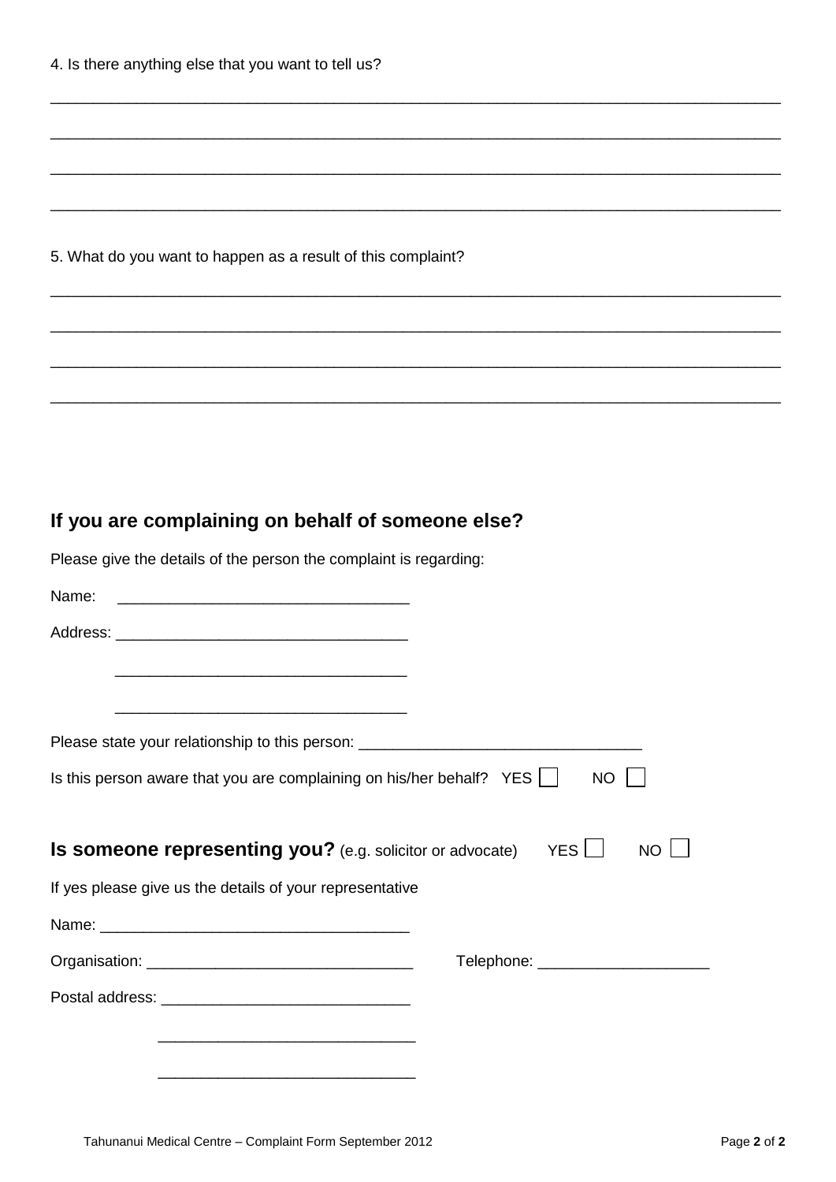4. Is there anything else that you want to tell us?

________________________________________________________________________________

________________________________________________________________________________

________________________________________________________________________________

________________________________________________________________________________

5. What do you want to happen as a result of this complaint?

________________________________________________________________________________

________________________________________________________________________________

________________________________________________________________________________

________________________________________________________________________________

## If you are complaining on behalf of someone else?

Please give the details of the person the complaint is regarding:

Name: ________________________________

Address: ________________________________

________________________________

________________________________

Please state your relationship to this person: ________________________________

Is this person aware that you are complaining on his/her behalf? YES ☐ NO ☐

## Is someone representing you? (e.g. solicitor or advocate) YES ☐ NO ☐

If yes please give us the details of your representative

Name: ________________________________

Organisation: ____________________________ Telephone: ____________________

Postal address: ____________________________

____________________________

____________________________